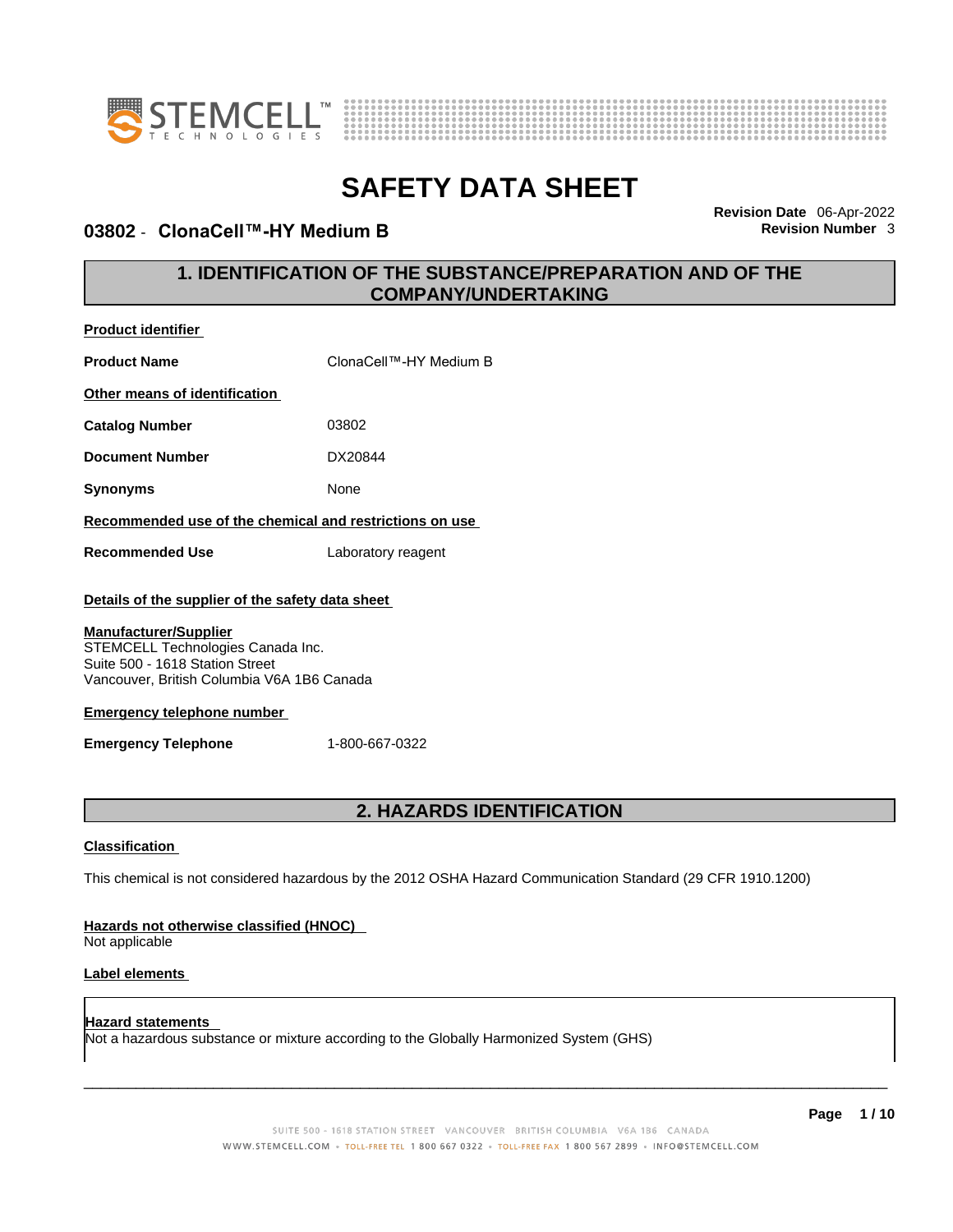# SAFETY DATA SHEET

## 03802 - ClonaCell™-HY Medium B

**Revision Date** 06-Apr-2022
**Revision Number** 3

## 1. IDENTIFICATION OF THE SUBSTANCE/PREPARATION AND OF THE COMPANY/UNDERTAKING

**Product identifier**

**Product Name** ClonaCell™-HY Medium B

**Other means of identification**

**Catalog Number** 03802

**Document Number** DX20844

**Synonyms** None

**Recommended use of the chemical and restrictions on use**

**Recommended Use** Laboratory reagent

**Details of the supplier of the safety data sheet**

**Manufacturer/Supplier**
STEMCELL Technologies Canada Inc.
Suite 500 - 1618 Station Street
Vancouver, British Columbia V6A 1B6 Canada

**Emergency telephone number**

**Emergency Telephone** 1-800-667-0322

## 2. HAZARDS IDENTIFICATION

**Classification**

This chemical is not considered hazardous by the 2012 OSHA Hazard Communication Standard (29 CFR 1910.1200)

**Hazards not otherwise classified (HNOC)**
Not applicable

**Label elements**

**Hazard statements**
Not a hazardous substance or mixture according to the Globally Harmonized System (GHS)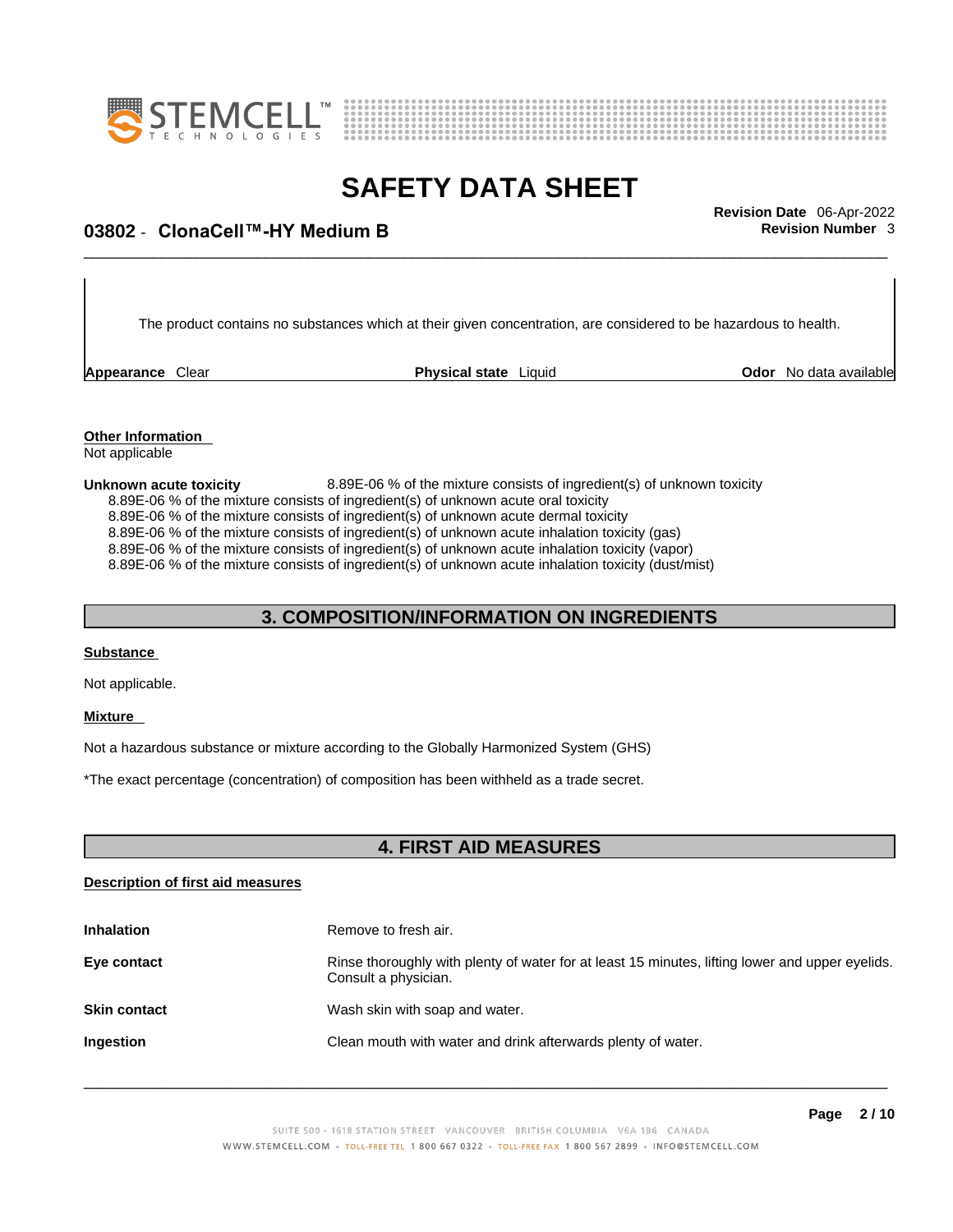The product contains no substances which at their given concentration, are considered to be hazardous to health.

| **Appearance** Clear | **Physical state** Liquid | **Odor** No data available |
|---|---|---|

**Other Information**
Not applicable

**Unknown acute toxicity** 8.89E-06 % of the mixture consists of ingredient(s) of unknown toxicity
8.89E-06 % of the mixture consists of ingredient(s) of unknown acute oral toxicity
8.89E-06 % of the mixture consists of ingredient(s) of unknown acute dermal toxicity
8.89E-06 % of the mixture consists of ingredient(s) of unknown acute inhalation toxicity (gas)
8.89E-06 % of the mixture consists of ingredient(s) of unknown acute inhalation toxicity (vapor)
8.89E-06 % of the mixture consists of ingredient(s) of unknown acute inhalation toxicity (dust/mist)

## 3. COMPOSITION/INFORMATION ON INGREDIENTS

**Substance**

Not applicable.

**Mixture**

Not a hazardous substance or mixture according to the Globally Harmonized System (GHS)

*The exact percentage (concentration) of composition has been withheld as a trade secret.

## 4. FIRST AID MEASURES

**Description of first aid measures**

| | |
|---|---|
| **Inhalation** | Remove to fresh air. |
| **Eye contact** | Rinse thoroughly with plenty of water for at least 15 minutes, lifting lower and upper eyelids. Consult a physician. |
| **Skin contact** | Wash skin with soap and water. |
| **Ingestion** | Clean mouth with water and drink afterwards plenty of water. |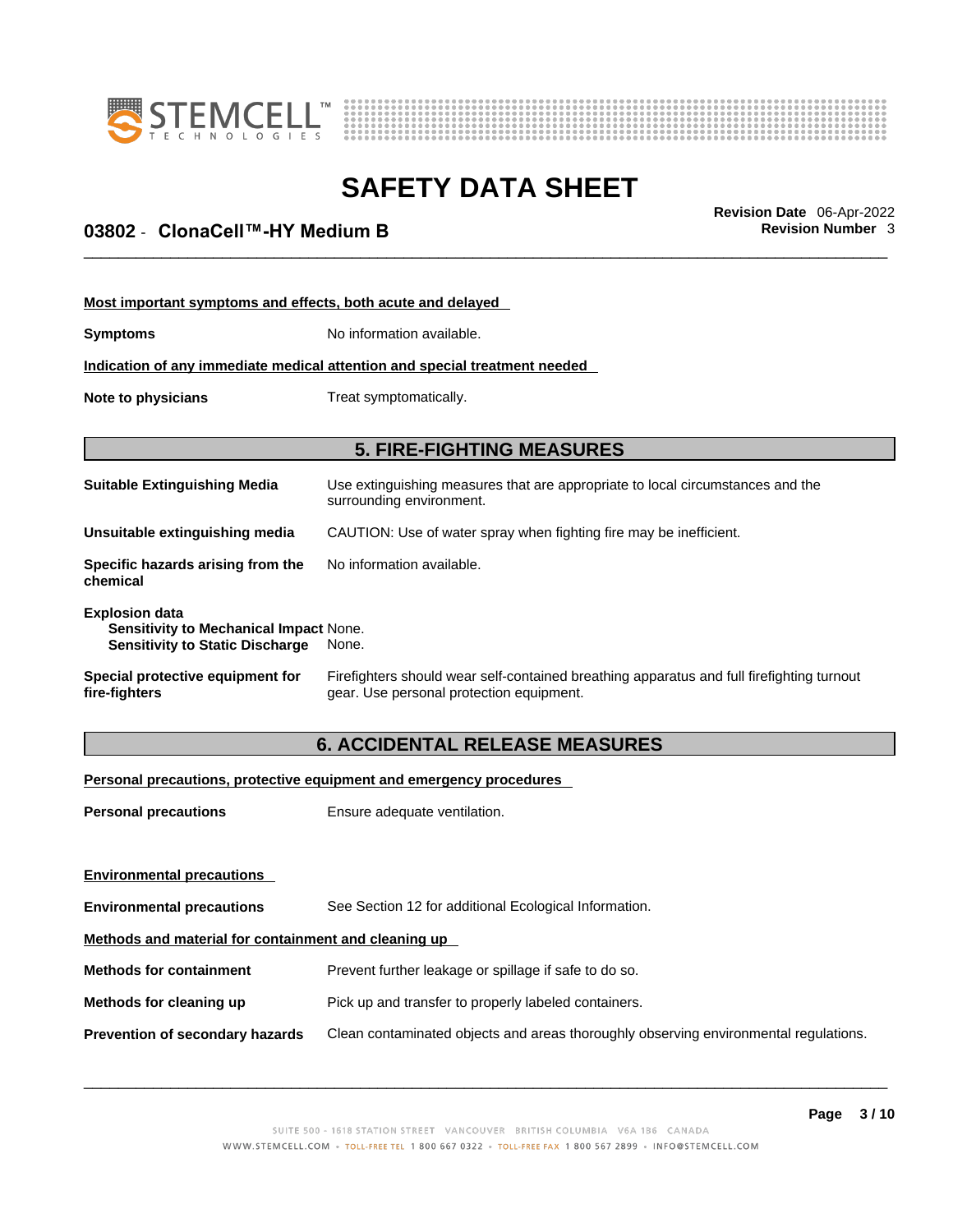**Most important symptoms and effects, both acute and delayed**

| | |
|---|---|
| **Symptoms** | No information available. |

**Indication of any immediate medical attention and special treatment needed**

| | |
|---|---|
| **Note to physicians** | Treat symptomatically. |

## 5. FIRE-FIGHTING MEASURES

| | |
|---|---|
| **Suitable Extinguishing Media** | Use extinguishing measures that are appropriate to local circumstances and the surrounding environment. |
| **Unsuitable extinguishing media** | CAUTION: Use of water spray when fighting fire may be inefficient. |
| **Specific hazards arising from the chemical** | No information available. |

**Explosion data**

| | |
|---|---|
| **Sensitivity to Mechanical Impact** | None. |
| **Sensitivity to Static Discharge** | None. |

| | |
|---|---|
| **Special protective equipment for fire-fighters** | Firefighters should wear self-contained breathing apparatus and full firefighting turnout gear. Use personal protection equipment. |

## 6. ACCIDENTAL RELEASE MEASURES

**Personal precautions, protective equipment and emergency procedures**

| | |
|---|---|
| **Personal precautions** | Ensure adequate ventilation. |

**Environmental precautions**

| | |
|---|---|
| **Environmental precautions** | See Section 12 for additional Ecological Information. |

**Methods and material for containment and cleaning up**

| | |
|---|---|
| **Methods for containment** | Prevent further leakage or spillage if safe to do so. |
| **Methods for cleaning up** | Pick up and transfer to properly labeled containers. |
| **Prevention of secondary hazards** | Clean contaminated objects and areas thoroughly observing environmental regulations. |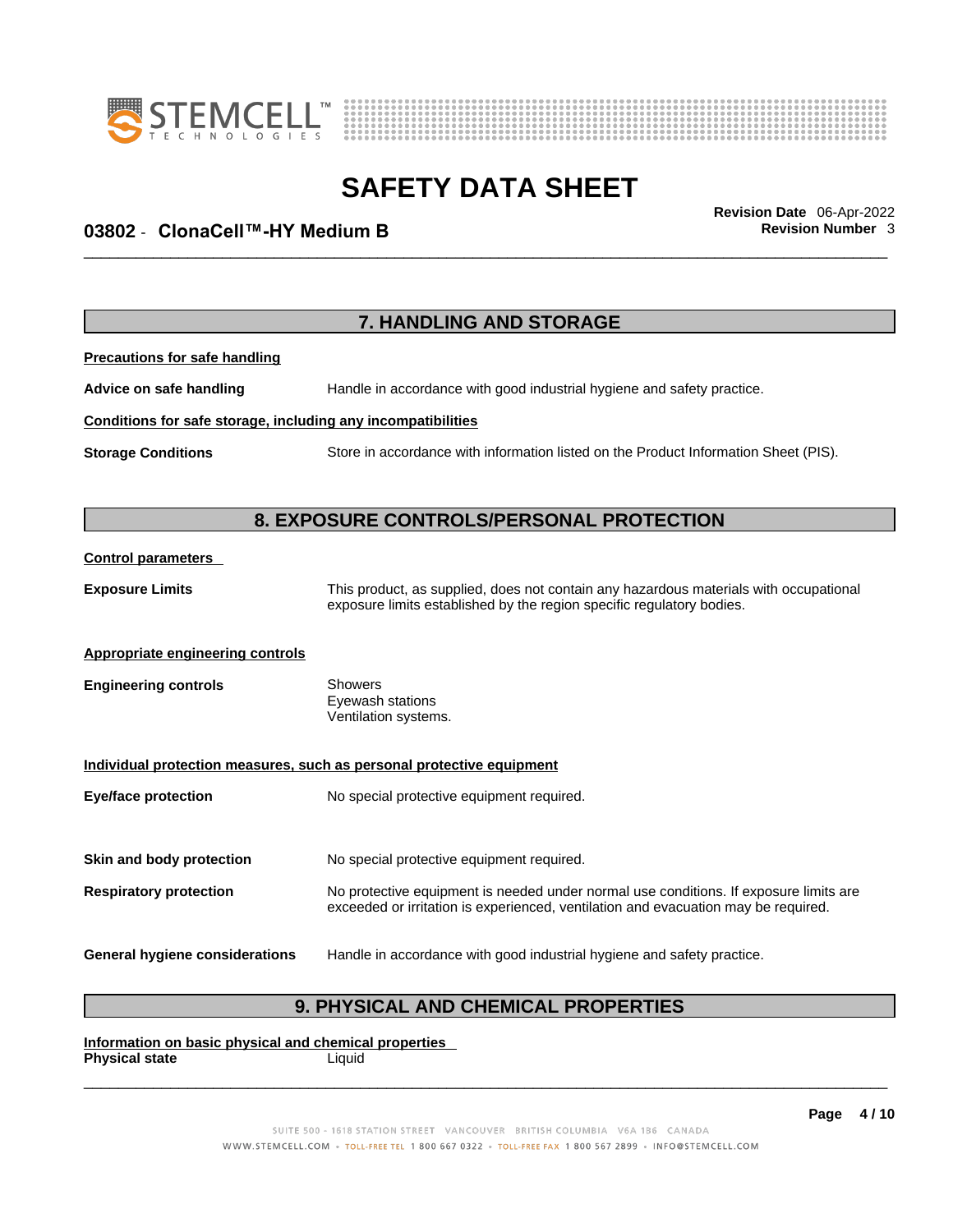## 7. HANDLING AND STORAGE

**Precautions for safe handling**

**Advice on safe handling** Handle in accordance with good industrial hygiene and safety practice.

**Conditions for safe storage, including any incompatibilities**

**Storage Conditions** Store in accordance with information listed on the Product Information Sheet (PIS).

## 8. EXPOSURE CONTROLS/PERSONAL PROTECTION

**Control parameters**

**Exposure Limits** This product, as supplied, does not contain any hazardous materials with occupational exposure limits established by the region specific regulatory bodies.

**Appropriate engineering controls**

**Engineering controls** Showers
Eyewash stations
Ventilation systems.

**Individual protection measures, such as personal protective equipment**

**Eye/face protection** No special protective equipment required.

**Skin and body protection** No special protective equipment required.

**Respiratory protection** No protective equipment is needed under normal use conditions. If exposure limits are exceeded or irritation is experienced, ventilation and evacuation may be required.

**General hygiene considerations** Handle in accordance with good industrial hygiene and safety practice.

## 9. PHYSICAL AND CHEMICAL PROPERTIES

**Information on basic physical and chemical properties**
**Physical state** Liquid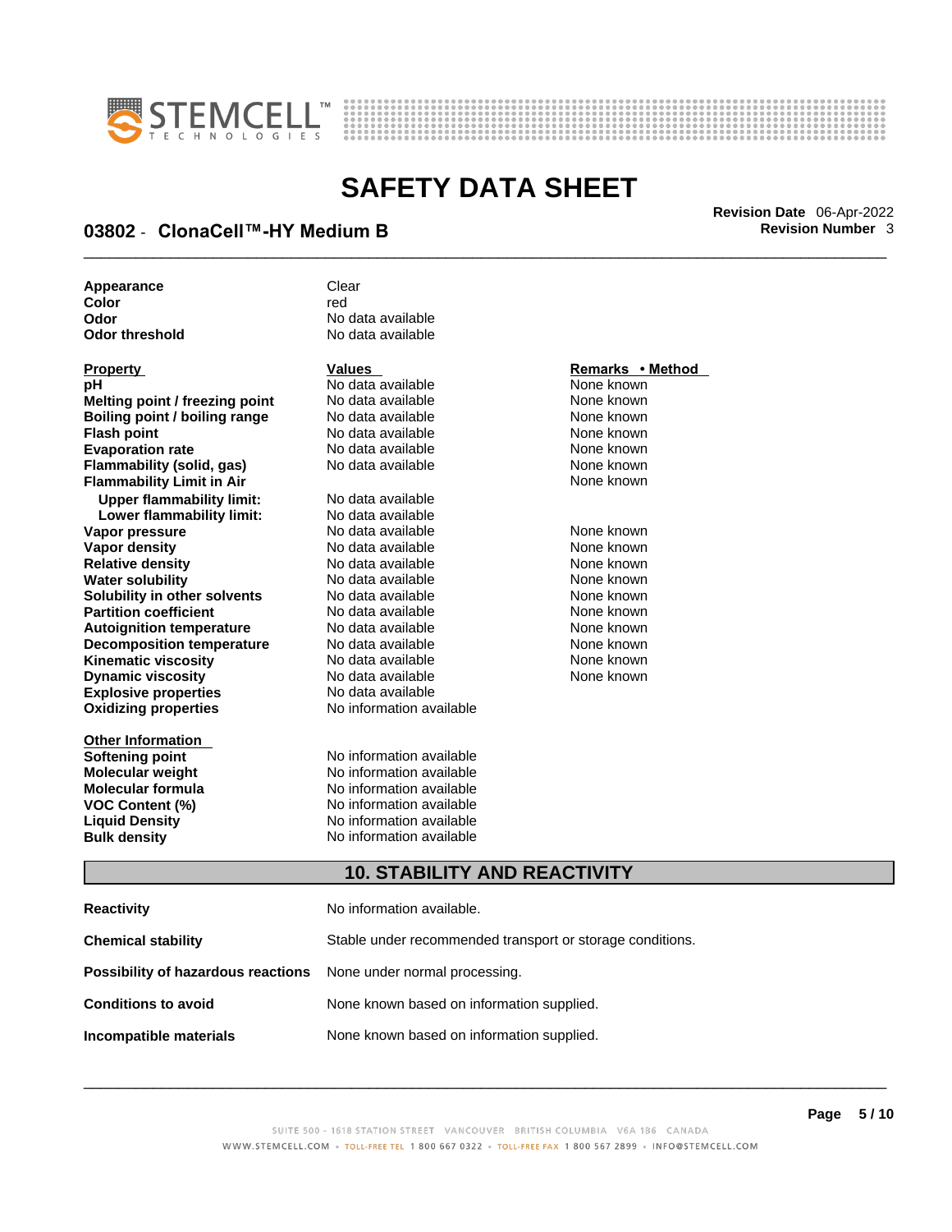| | |
|---|---|
| **Appearance** | Clear |
| **Color** | red |
| **Odor** | No data available |
| **Odor threshold** | No data available |

| **Property** | **Values** | **Remarks • Method** |
|---|---|---|
| **pH** | No data available | None known |
| **Melting point / freezing point** | No data available | None known |
| **Boiling point / boiling range** | No data available | None known |
| **Flash point** | No data available | None known |
| **Evaporation rate** | No data available | None known |
| **Flammability (solid, gas)** | No data available | None known |
| **Flammability Limit in Air** | | None known |
| **Upper flammability limit:** | No data available | |
| **Lower flammability limit:** | No data available | |
| **Vapor pressure** | No data available | None known |
| **Vapor density** | No data available | None known |
| **Relative density** | No data available | None known |
| **Water solubility** | No data available | None known |
| **Solubility in other solvents** | No data available | None known |
| **Partition coefficient** | No data available | None known |
| **Autoignition temperature** | No data available | None known |
| **Decomposition temperature** | No data available | None known |
| **Kinematic viscosity** | No data available | None known |
| **Dynamic viscosity** | No data available | None known |
| **Explosive properties** | No data available | |
| **Oxidizing properties** | No information available | |

| **Other Information** | |
|---|---|
| **Softening point** | No information available |
| **Molecular weight** | No information available |
| **Molecular formula** | No information available |
| **VOC Content (%)** | No information available |
| **Liquid Density** | No information available |
| **Bulk density** | No information available |

## 10. STABILITY AND REACTIVITY

| | |
|---|---|
| **Reactivity** | No information available. |
| **Chemical stability** | Stable under recommended transport or storage conditions. |
| **Possibility of hazardous reactions** | None under normal processing. |
| **Conditions to avoid** | None known based on information supplied. |
| **Incompatible materials** | None known based on information supplied. |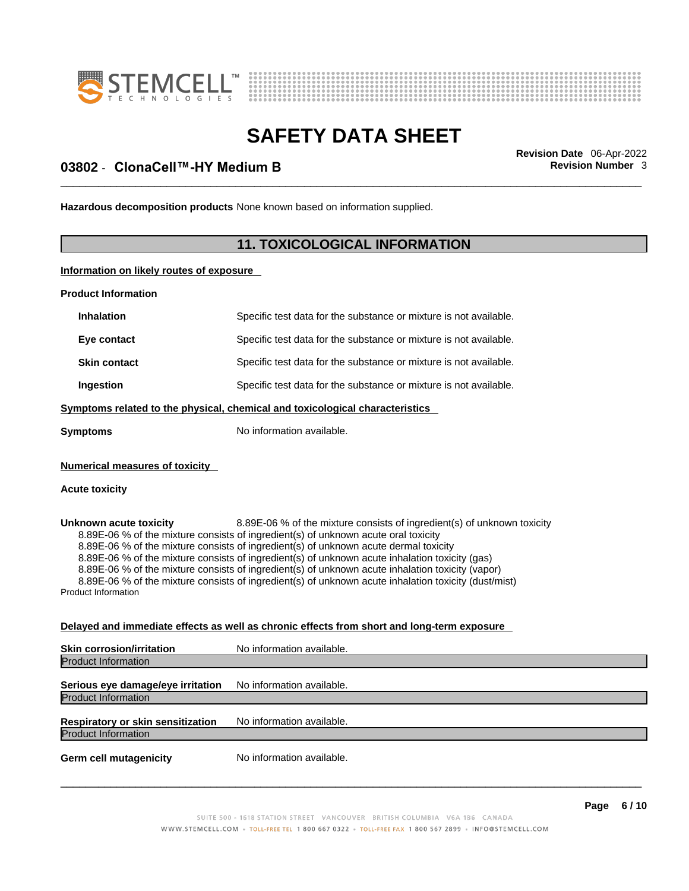**Hazardous decomposition products** None known based on information supplied.

## 11. TOXICOLOGICAL INFORMATION

**Information on likely routes of exposure**

**Product Information**

| | |
|---|---|
| **Inhalation** | Specific test data for the substance or mixture is not available. |
| **Eye contact** | Specific test data for the substance or mixture is not available. |
| **Skin contact** | Specific test data for the substance or mixture is not available. |
| **Ingestion** | Specific test data for the substance or mixture is not available. |

**Symptoms related to the physical, chemical and toxicological characteristics**

**Symptoms** No information available.

**Numerical measures of toxicity**

**Acute toxicity**

**Unknown acute toxicity** 8.89E-06 % of the mixture consists of ingredient(s) of unknown toxicity

8.89E-06 % of the mixture consists of ingredient(s) of unknown acute oral toxicity
8.89E-06 % of the mixture consists of ingredient(s) of unknown acute dermal toxicity
8.89E-06 % of the mixture consists of ingredient(s) of unknown acute inhalation toxicity (gas)
8.89E-06 % of the mixture consists of ingredient(s) of unknown acute inhalation toxicity (vapor)
8.89E-06 % of the mixture consists of ingredient(s) of unknown acute inhalation toxicity (dust/mist)

Product Information

**Delayed and immediate effects as well as chronic effects from short and long-term exposure**

**Skin corrosion/irritation** No information available.

Product Information

**Serious eye damage/eye irritation** No information available.

Product Information

**Respiratory or skin sensitization** No information available.

Product Information

**Germ cell mutagenicity** No information available.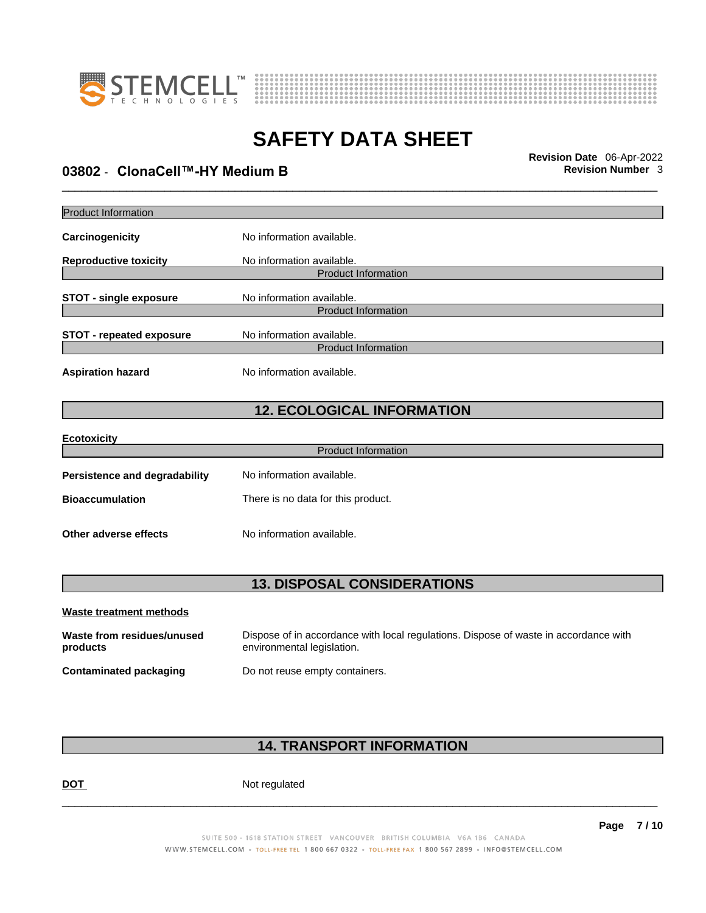Product Information

**Carcinogenicity** No information available.

**Reproductive toxicity** No information available.

Product Information

**STOT - single exposure** No information available.

Product Information

**STOT - repeated exposure** No information available.

Product Information

**Aspiration hazard** No information available.

## 12. ECOLOGICAL INFORMATION

**Ecotoxicity**

Product Information

**Persistence and degradability** No information available.

**Bioaccumulation** There is no data for this product.

**Other adverse effects** No information available.

## 13. DISPOSAL CONSIDERATIONS

**Waste treatment methods**

**Waste from residues/unused products** Dispose of in accordance with local regulations. Dispose of waste in accordance with environmental legislation.

**Contaminated packaging** Do not reuse empty containers.

## 14. TRANSPORT INFORMATION

**DOT** Not regulated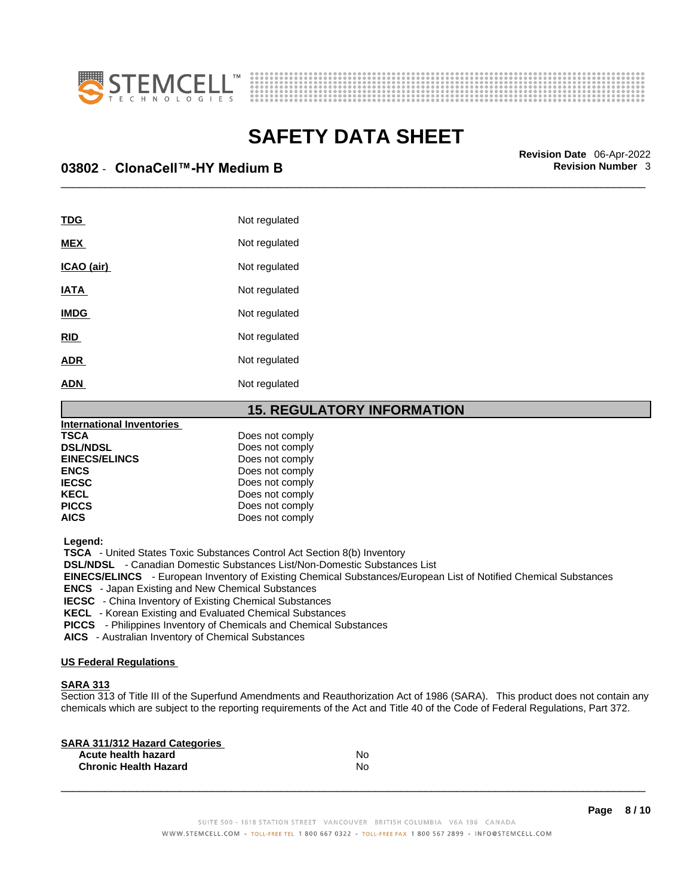| | |
|---|---|
| **TDG** | Not regulated |
| **MEX** | Not regulated |
| **ICAO (air)** | Not regulated |
| **IATA** | Not regulated |
| **IMDG** | Not regulated |
| **RID** | Not regulated |
| **ADR** | Not regulated |
| **ADN** | Not regulated |

## 15. REGULATORY INFORMATION

**International Inventories**

| | |
|---|---|
| **TSCA** | Does not comply |
| **DSL/NDSL** | Does not comply |
| **EINECS/ELINCS** | Does not comply |
| **ENCS** | Does not comply |
| **IECSC** | Does not comply |
| **KECL** | Does not comply |
| **PICCS** | Does not comply |
| **AICS** | Does not comply |

**Legend:**

**TSCA** - United States Toxic Substances Control Act Section 8(b) Inventory
**DSL/NDSL** - Canadian Domestic Substances List/Non-Domestic Substances List
**EINECS/ELINCS** - European Inventory of Existing Chemical Substances/European List of Notified Chemical Substances
**ENCS** - Japan Existing and New Chemical Substances
**IECSC** - China Inventory of Existing Chemical Substances
**KECL** - Korean Existing and Evaluated Chemical Substances
**PICCS** - Philippines Inventory of Chemicals and Chemical Substances
**AICS** - Australian Inventory of Chemical Substances

**US Federal Regulations**

**SARA 313**
Section 313 of Title III of the Superfund Amendments and Reauthorization Act of 1986 (SARA). This product does not contain any chemicals which are subject to the reporting requirements of the Act and Title 40 of the Code of Federal Regulations, Part 372.

**SARA 311/312 Hazard Categories**

| | |
|---|---|
| **Acute health hazard** | No |
| **Chronic Health Hazard** | No |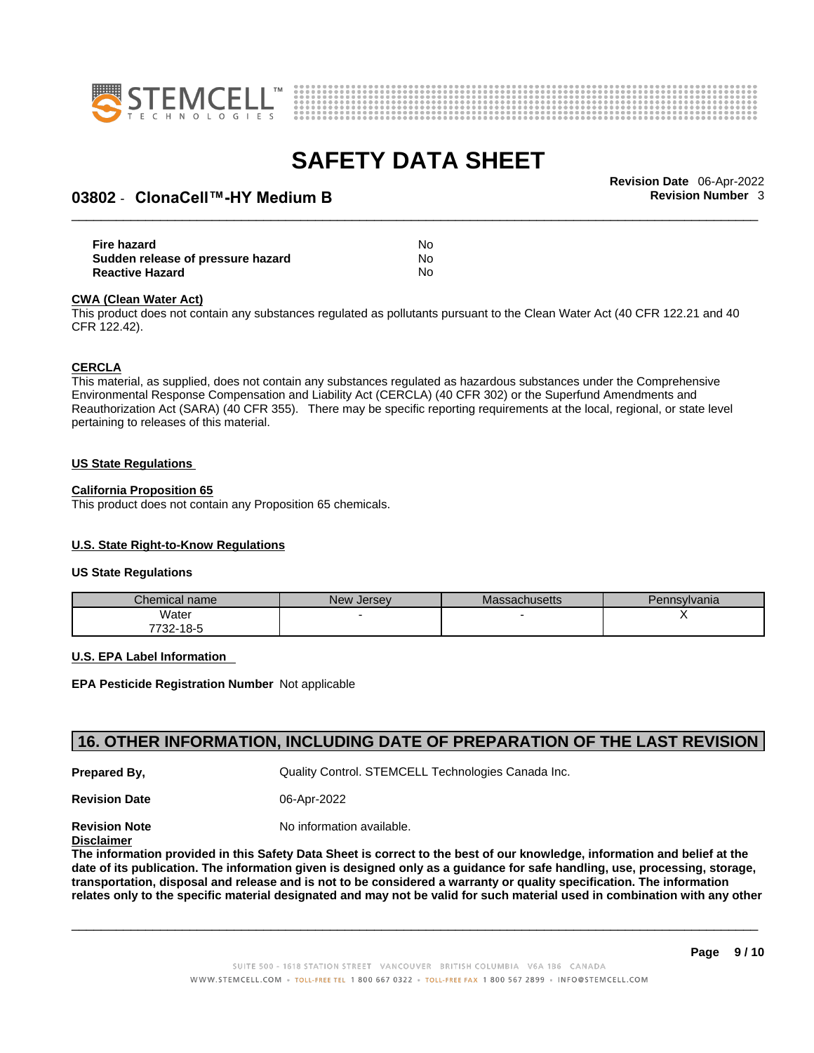| | |
|---|---|
| **Fire hazard** | No |
| **Sudden release of pressure hazard** | No |
| **Reactive Hazard** | No |

**CWA (Clean Water Act)**

This product does not contain any substances regulated as pollutants pursuant to the Clean Water Act (40 CFR 122.21 and 40 CFR 122.42).

**CERCLA**

This material, as supplied, does not contain any substances regulated as hazardous substances under the Comprehensive Environmental Response Compensation and Liability Act (CERCLA) (40 CFR 302) or the Superfund Amendments and Reauthorization Act (SARA) (40 CFR 355). There may be specific reporting requirements at the local, regional, or state level pertaining to releases of this material.

**US State Regulations**

**California Proposition 65**

This product does not contain any Proposition 65 chemicals.

**U.S. State Right-to-Know Regulations**

**US State Regulations**

| Chemical name | New Jersey | Massachusetts | Pennsylvania |
|---|---|---|---|
| Water<br>7732-18-5 | - | - | X |

**U.S. EPA Label Information**

**EPA Pesticide Registration Number** Not applicable

## 16. OTHER INFORMATION, INCLUDING DATE OF PREPARATION OF THE LAST REVISION

**Prepared By,** Quality Control. STEMCELL Technologies Canada Inc.

**Revision Date** 06-Apr-2022

**Revision Note** No information available.

**Disclaimer**

**The information provided in this Safety Data Sheet is correct to the best of our knowledge, information and belief at the date of its publication. The information given is designed only as a guidance for safe handling, use, processing, storage, transportation, disposal and release and is not to be considered a warranty or quality specification. The information relates only to the specific material designated and may not be valid for such material used in combination with any other**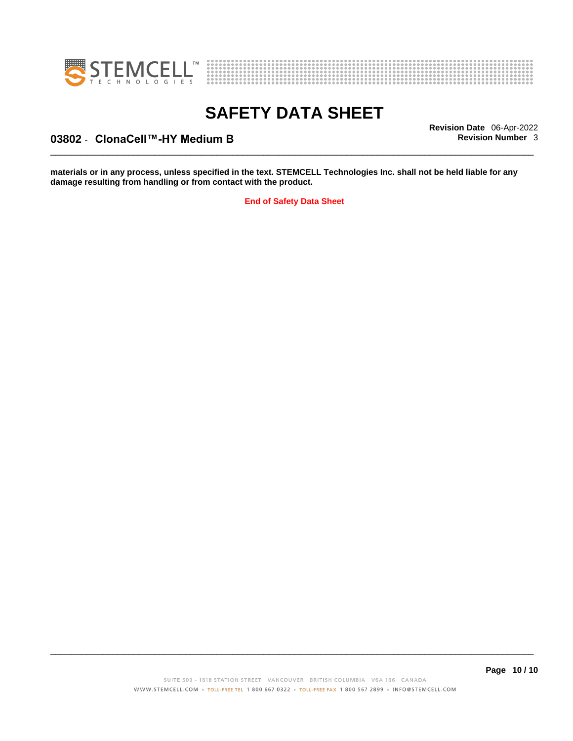**materials or in any process, unless specified in the text. STEMCELL Technologies Inc. shall not be held liable for any damage resulting from handling or from contact with the product.**

**End of Safety Data Sheet**